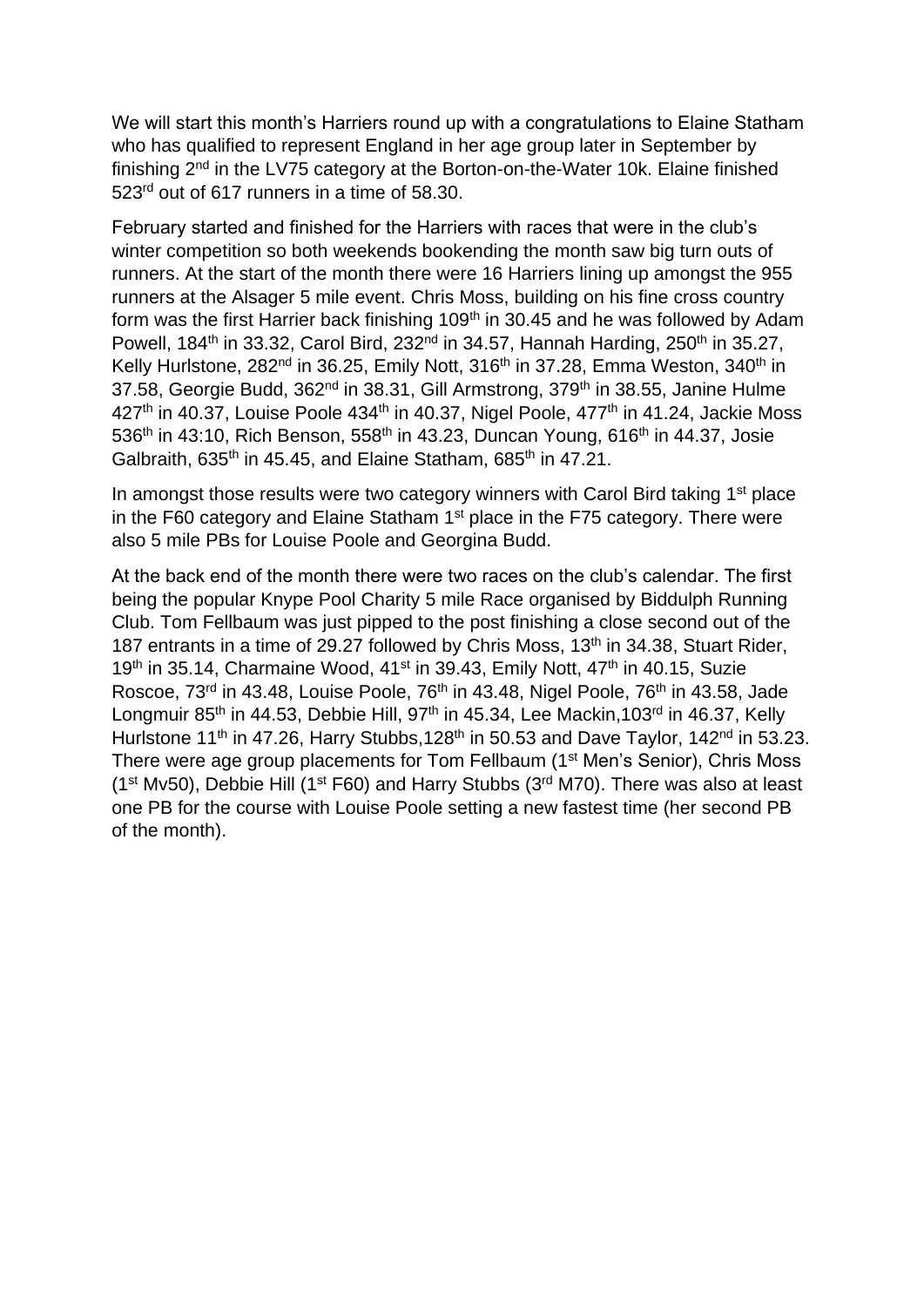We will start this month's Harriers round up with a congratulations to Elaine Statham who has qualified to represent England in her age group later in September by finishing 2nd in the LV75 category at the Borton-on-the-Water 10k. Elaine finished 523rd out of 617 runners in a time of 58.30.

February started and finished for the Harriers with races that were in the club's winter competition so both weekends bookending the month saw big turn outs of runners. At the start of the month there were 16 Harriers lining up amongst the 955 runners at the Alsager 5 mile event. Chris Moss, building on his fine cross country form was the first Harrier back finishing 109th in 30.45 and he was followed by Adam Powell, 184th in 33.32, Carol Bird, 232nd in 34.57, Hannah Harding, 250th in 35.27, Kelly Hurlstone, 282nd in 36.25, Emily Nott, 316th in 37.28, Emma Weston, 340th in 37.58, Georgie Budd, 362nd in 38.31, Gill Armstrong, 379th in 38.55, Janine Hulme 427th in 40.37, Louise Poole 434th in 40.37, Nigel Poole, 477th in 41.24, Jackie Moss 536th in 43:10, Rich Benson, 558th in 43.23, Duncan Young, 616th in 44.37, Josie Galbraith, 635th in 45.45, and Elaine Statham, 685th in 47.21.

In amongst those results were two category winners with Carol Bird taking 1st place in the F60 category and Elaine Statham 1st place in the F75 category. There were also 5 mile PBs for Louise Poole and Georgina Budd.

At the back end of the month there were two races on the club's calendar. The first being the popular Knype Pool Charity 5 mile Race organised by Biddulph Running Club. Tom Fellbaum was just pipped to the post finishing a close second out of the 187 entrants in a time of 29.27 followed by Chris Moss, 13th in 34.38, Stuart Rider, 19th in 35.14, Charmaine Wood, 41st in 39.43, Emily Nott, 47th in 40.15, Suzie Roscoe, 73rd in 43.48, Louise Poole, 76th in 43.48, Nigel Poole, 76th in 43.58, Jade Longmuir 85th in 44.53, Debbie Hill, 97th in 45.34, Lee Mackin,103rd in 46.37, Kelly Hurlstone 11th in 47.26, Harry Stubbs,128th in 50.53 and Dave Taylor, 142nd in 53.23. There were age group placements for Tom Fellbaum (1st Men's Senior), Chris Moss (1st Mv50), Debbie Hill (1st F60) and Harry Stubbs (3rd M70). There was also at least one PB for the course with Louise Poole setting a new fastest time (her second PB of the month).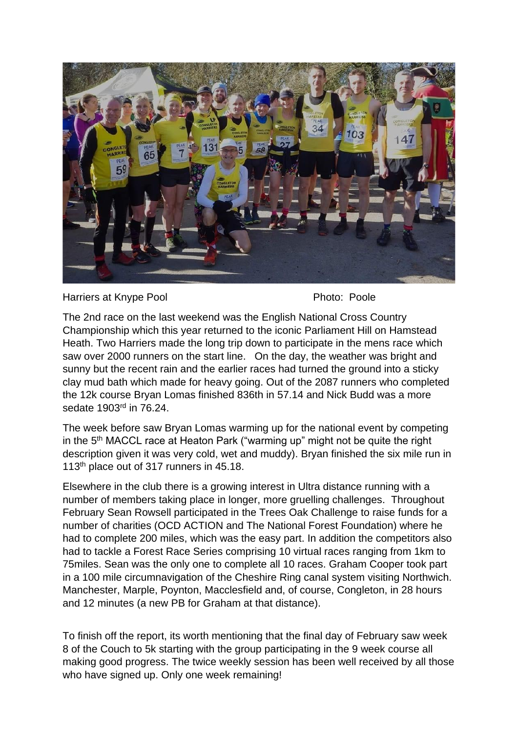Harriers at Knype Pool Photo: Poole

The 2nd race on the last weekend was the English National Cross Country Championship which this year returned to the iconic Parliament Hill on Hamstead Heath. Two Harriers made the long trip down to participate in the mens race which saw over 2000 runners on the start line. On the day, the weather was bright and sunny but the recent rain and the earlier races had turned the ground into a sticky clay mud bath which made for heavy going. Out of the 2087 runners who completed the 12k course Bryan Lomas finished 836th in 57.14 and Nick Budd was a more sedate 1903rd in 76.24.

The week before saw Bryan Lomas warming up for the national event by competing in the 5th MACCL race at Heaton Park ("warming up" might not be quite the right description given it was very cold, wet and muddy). Bryan finished the six mile run in 113th place out of 317 runners in 45.18.

Elsewhere in the club there is a growing interest in Ultra distance running with a number of members taking place in longer, more gruelling challenges. Throughout February Sean Rowsell participated in the Trees Oak Challenge to raise funds for a number of charities (OCD ACTION and The National Forest Foundation) where he had to complete 200 miles, which was the easy part. In addition the competitors also had to tackle a Forest Race Series comprising 10 virtual races ranging from 1km to 75miles. Sean was the only one to complete all 10 races. Graham Cooper took part in a 100 mile circumnavigation of the Cheshire Ring canal system visiting Northwich. Manchester, Marple, Poynton, Macclesfield and, of course, Congleton, in 28 hours and 12 minutes (a new PB for Graham at that distance).

To finish off the report, its worth mentioning that the final day of February saw week 8 of the Couch to 5k starting with the group participating in the 9 week course all making good progress. The twice weekly session has been well received by all those who have signed up. Only one week remaining!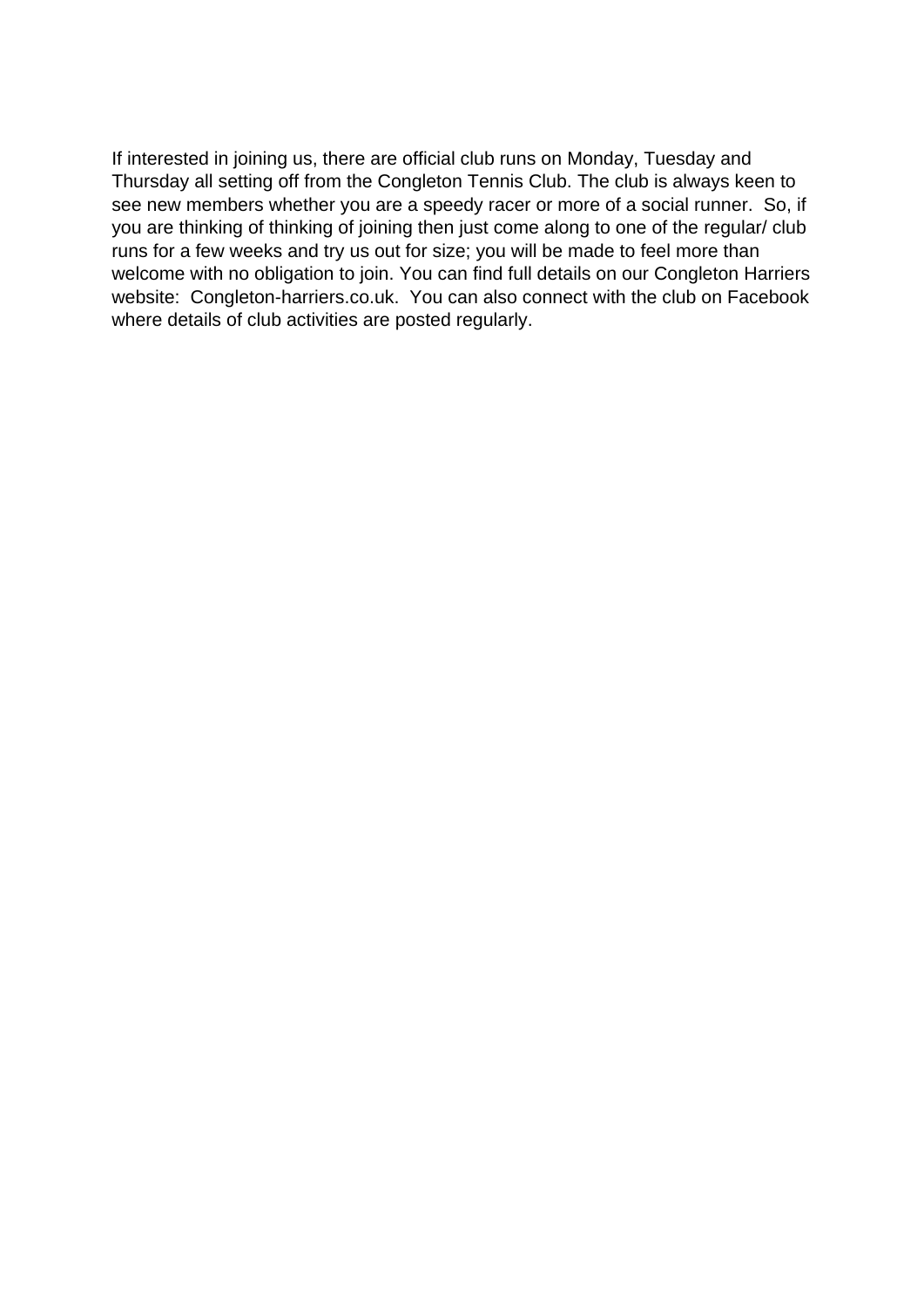If interested in joining us, there are official club runs on Monday, Tuesday and Thursday all setting off from the Congleton Tennis Club. The club is always keen to see new members whether you are a speedy racer or more of a social runner. So, if you are thinking of thinking of joining then just come along to one of the regular/ club runs for a few weeks and try us out for size; you will be made to feel more than welcome with no obligation to join. You can find full details on our Congleton Harriers website: Congleton-harriers.co.uk. You can also connect with the club on Facebook where details of club activities are posted regularly.